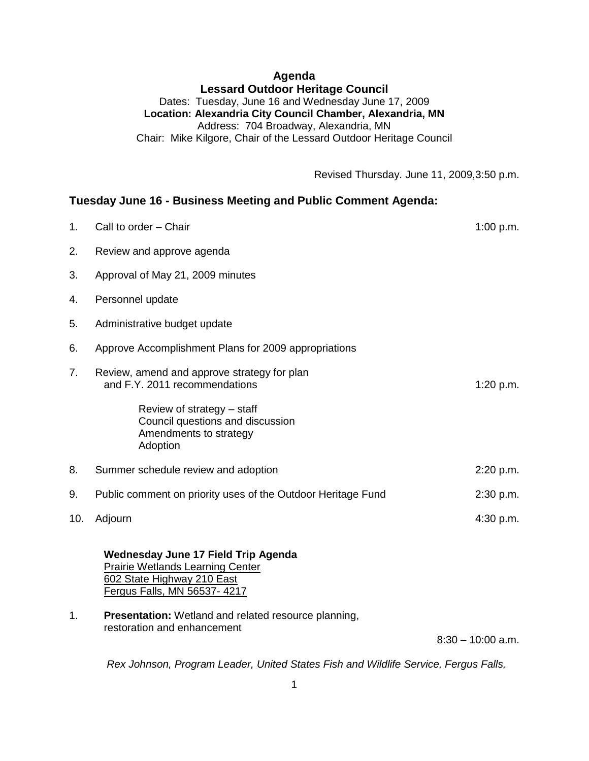# Agenda
## Lessard Outdoor Heritage Council

Dates: Tuesday, June 16 and Wednesday June 17, 2009
**Location: Alexandria City Council Chamber, Alexandria, MN**
Address: 704 Broadway, Alexandria, MN
Chair: Mike Kilgore, Chair of the Lessard Outdoor Heritage Council

Revised Thursday. June 11, 2009,3:50 p.m.

## Tuesday June 16 - Business Meeting and Public Comment Agenda:

1. Call to order – Chair — 1:00 p.m.
2. Review and approve agenda
3. Approval of May 21, 2009 minutes
4. Personnel update
5. Administrative budget update
6. Approve Accomplishment Plans for 2009 appropriations
7. Review, amend and approve strategy for plan and F.Y. 2011 recommendations — 1:20 p.m.
   - Review of strategy – staff
   - Council questions and discussion
   - Amendments to strategy
   - Adoption
8. Summer schedule review and adoption — 2:20 p.m.
9. Public comment on priority uses of the Outdoor Heritage Fund — 2:30 p.m.
10. Adjourn — 4:30 p.m.

**Wednesday June 17 Field Trip Agenda**
Prairie Wetlands Learning Center
602 State Highway 210 East
Fergus Falls, MN 56537- 4217

1. **Presentation:** Wetland and related resource planning, restoration and enhancement — 8:30 – 10:00 a.m.

   *Rex Johnson, Program Leader, United States Fish and Wildlife Service, Fergus Falls,*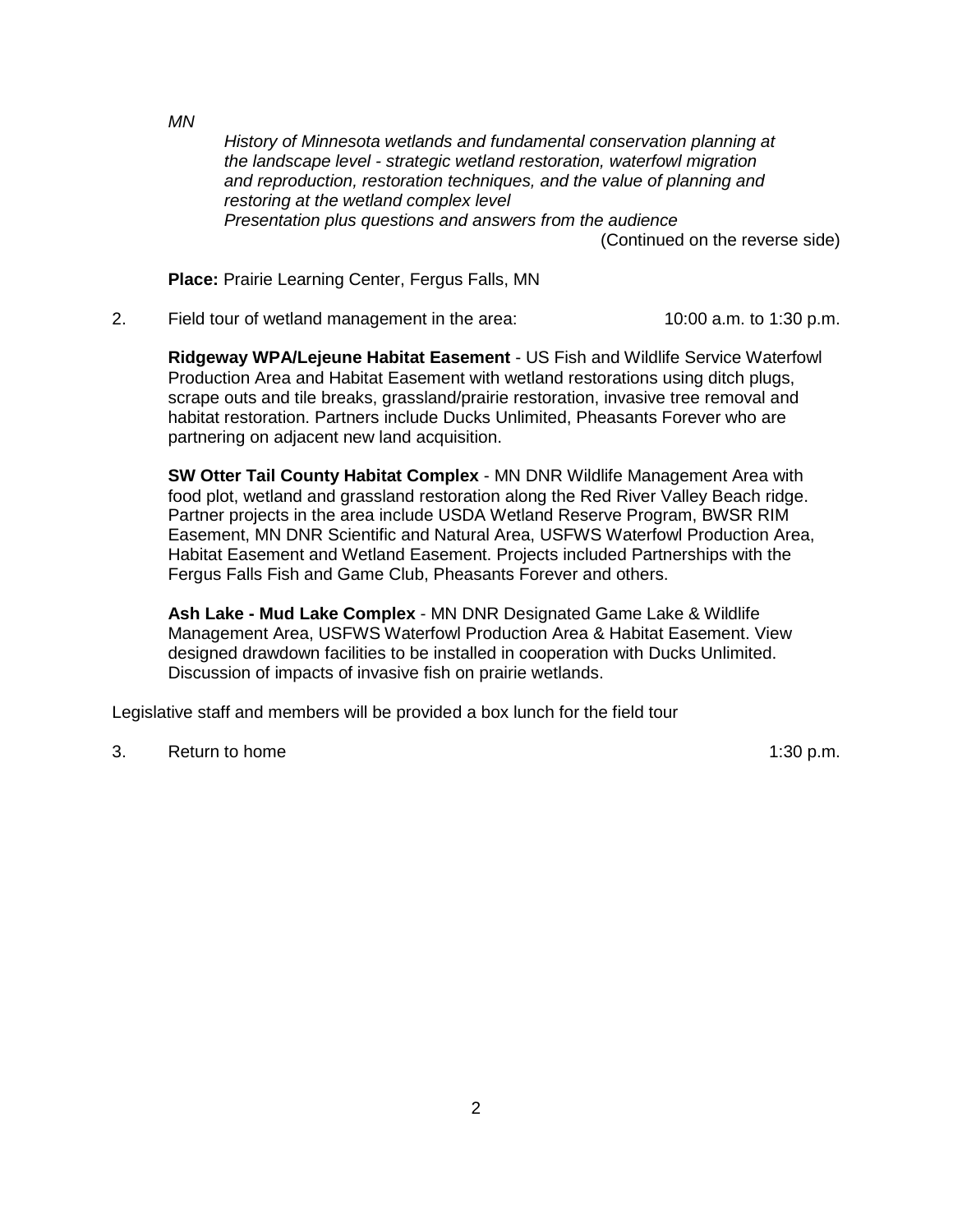*MN*

*History of Minnesota wetlands and fundamental conservation planning at the landscape level - strategic wetland restoration, waterfowl migration and reproduction, restoration techniques, and the value of planning and restoring at the wetland complex level*

*Presentation plus questions and answers from the audience*

(Continued on the reverse side)

**Place:** Prairie Learning Center, Fergus Falls, MN

2. Field tour of wetland management in the area: 10:00 a.m. to 1:30 p.m.

   **Ridgeway WPA/Lejeune Habitat Easement** - US Fish and Wildlife Service Waterfowl Production Area and Habitat Easement with wetland restorations using ditch plugs, scrape outs and tile breaks, grassland/prairie restoration, invasive tree removal and habitat restoration. Partners include Ducks Unlimited, Pheasants Forever who are partnering on adjacent new land acquisition.

   **SW Otter Tail County Habitat Complex** - MN DNR Wildlife Management Area with food plot, wetland and grassland restoration along the Red River Valley Beach ridge. Partner projects in the area include USDA Wetland Reserve Program, BWSR RIM Easement, MN DNR Scientific and Natural Area, USFWS Waterfowl Production Area, Habitat Easement and Wetland Easement. Projects included Partnerships with the Fergus Falls Fish and Game Club, Pheasants Forever and others.

   **Ash Lake - Mud Lake Complex** - MN DNR Designated Game Lake & Wildlife Management Area, USFWS Waterfowl Production Area & Habitat Easement. View designed drawdown facilities to be installed in cooperation with Ducks Unlimited. Discussion of impacts of invasive fish on prairie wetlands.

Legislative staff and members will be provided a box lunch for the field tour

3. Return to home 1:30 p.m.